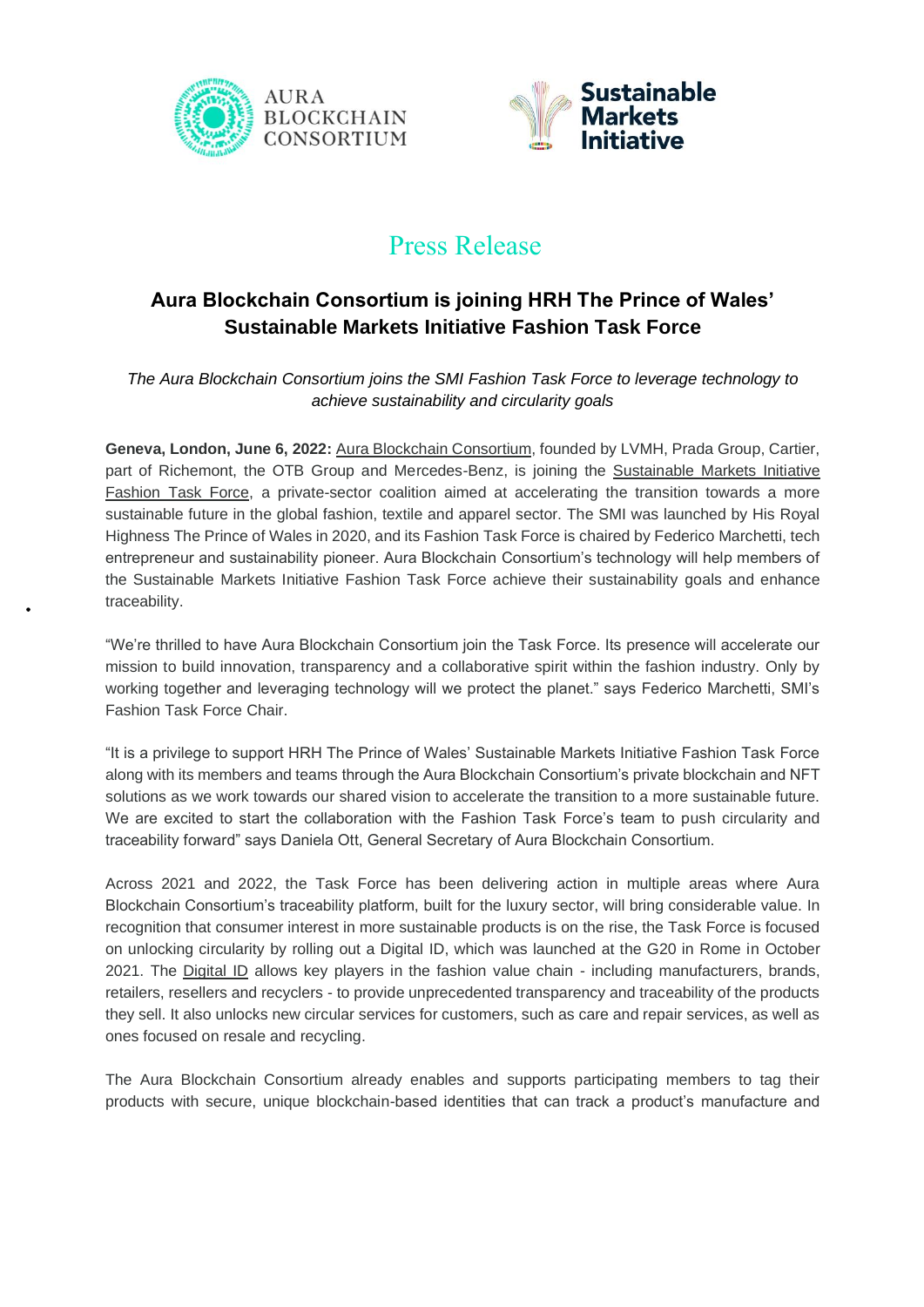AURA BLOCKCHAIN CONSORTIUM

Sustainable Markets Initiative

# Press Release

## Aura Blockchain Consortium is joining HRH The Prince of Wales' Sustainable Markets Initiative Fashion Task Force

*The Aura Blockchain Consortium joins the SMI Fashion Task Force to leverage technology to achieve sustainability and circularity goals*

**Geneva, London, June 6, 2022:** Aura Blockchain Consortium, founded by LVMH, Prada Group, Cartier, part of Richemont, the OTB Group and Mercedes-Benz, is joining the Sustainable Markets Initiative Fashion Task Force, a private-sector coalition aimed at accelerating the transition towards a more sustainable future in the global fashion, textile and apparel sector. The SMI was launched by His Royal Highness The Prince of Wales in 2020, and its Fashion Task Force is chaired by Federico Marchetti, tech entrepreneur and sustainability pioneer. Aura Blockchain Consortium's technology will help members of the Sustainable Markets Initiative Fashion Task Force achieve their sustainability goals and enhance traceability.

"We're thrilled to have Aura Blockchain Consortium join the Task Force. Its presence will accelerate our mission to build innovation, transparency and a collaborative spirit within the fashion industry. Only by working together and leveraging technology will we protect the planet." says Federico Marchetti, SMI's Fashion Task Force Chair.

"It is a privilege to support HRH The Prince of Wales' Sustainable Markets Initiative Fashion Task Force along with its members and teams through the Aura Blockchain Consortium's private blockchain and NFT solutions as we work towards our shared vision to accelerate the transition to a more sustainable future. We are excited to start the collaboration with the Fashion Task Force's team to push circularity and traceability forward" says Daniela Ott, General Secretary of Aura Blockchain Consortium.

Across 2021 and 2022, the Task Force has been delivering action in multiple areas where Aura Blockchain Consortium's traceability platform, built for the luxury sector, will bring considerable value. In recognition that consumer interest in more sustainable products is on the rise, the Task Force is focused on unlocking circularity by rolling out a Digital ID, which was launched at the G20 in Rome in October 2021. The Digital ID allows key players in the fashion value chain - including manufacturers, brands, retailers, resellers and recyclers - to provide unprecedented transparency and traceability of the products they sell. It also unlocks new circular services for customers, such as care and repair services, as well as ones focused on resale and recycling.

The Aura Blockchain Consortium already enables and supports participating members to tag their products with secure, unique blockchain-based identities that can track a product's manufacture and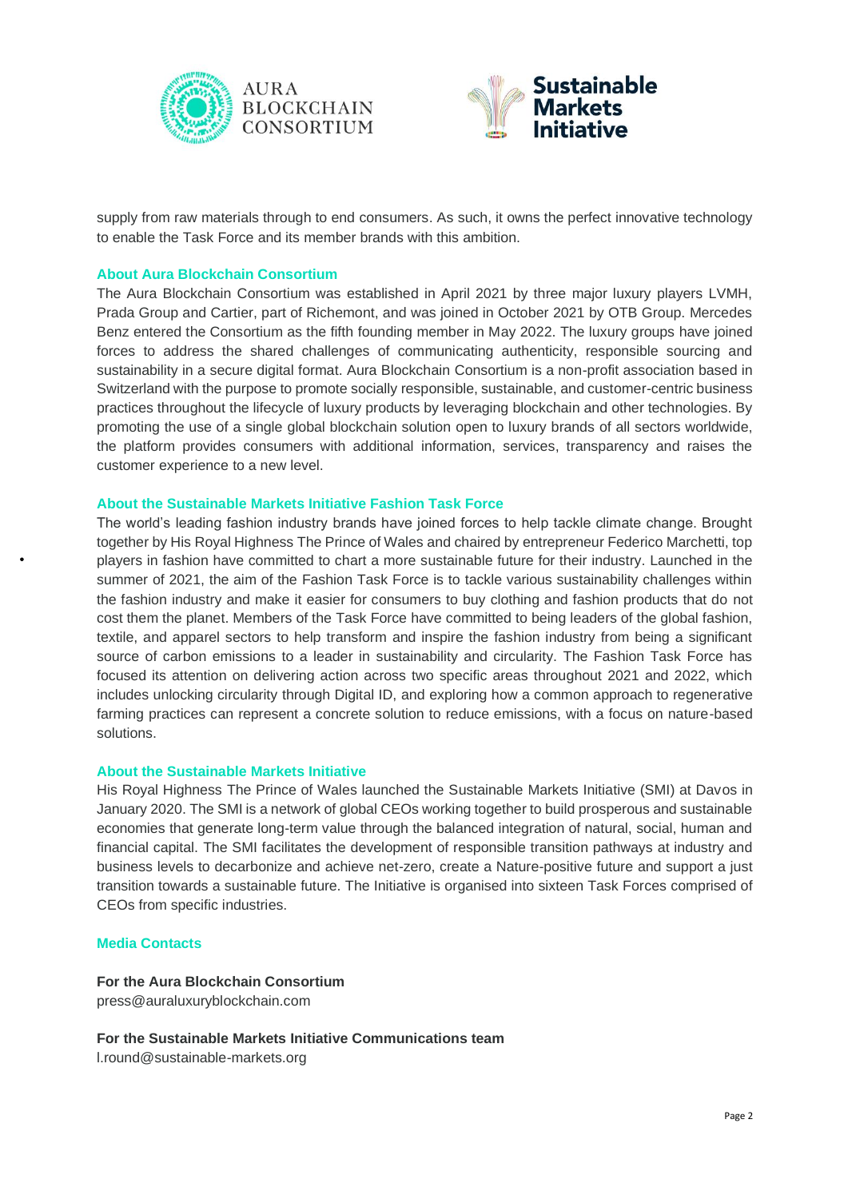supply from raw materials through to end consumers. As such, it owns the perfect innovative technology to enable the Task Force and its member brands with this ambition.

### About Aura Blockchain Consortium

The Aura Blockchain Consortium was established in April 2021 by three major luxury players LVMH, Prada Group and Cartier, part of Richemont, and was joined in October 2021 by OTB Group. Mercedes Benz entered the Consortium as the fifth founding member in May 2022. The luxury groups have joined forces to address the shared challenges of communicating authenticity, responsible sourcing and sustainability in a secure digital format. Aura Blockchain Consortium is a non-profit association based in Switzerland with the purpose to promote socially responsible, sustainable, and customer-centric business practices throughout the lifecycle of luxury products by leveraging blockchain and other technologies. By promoting the use of a single global blockchain solution open to luxury brands of all sectors worldwide, the platform provides consumers with additional information, services, transparency and raises the customer experience to a new level.

### About the Sustainable Markets Initiative Fashion Task Force

The world's leading fashion industry brands have joined forces to help tackle climate change. Brought together by His Royal Highness The Prince of Wales and chaired by entrepreneur Federico Marchetti, top players in fashion have committed to chart a more sustainable future for their industry. Launched in the summer of 2021, the aim of the Fashion Task Force is to tackle various sustainability challenges within the fashion industry and make it easier for consumers to buy clothing and fashion products that do not cost them the planet. Members of the Task Force have committed to being leaders of the global fashion, textile, and apparel sectors to help transform and inspire the fashion industry from being a significant source of carbon emissions to a leader in sustainability and circularity. The Fashion Task Force has focused its attention on delivering action across two specific areas throughout 2021 and 2022, which includes unlocking circularity through Digital ID, and exploring how a common approach to regenerative farming practices can represent a concrete solution to reduce emissions, with a focus on nature-based solutions.

### About the Sustainable Markets Initiative

His Royal Highness The Prince of Wales launched the Sustainable Markets Initiative (SMI) at Davos in January 2020. The SMI is a network of global CEOs working together to build prosperous and sustainable economies that generate long-term value through the balanced integration of natural, social, human and financial capital. The SMI facilitates the development of responsible transition pathways at industry and business levels to decarbonize and achieve net-zero, create a Nature-positive future and support a just transition towards a sustainable future. The Initiative is organised into sixteen Task Forces comprised of CEOs from specific industries.

### Media Contacts

**For the Aura Blockchain Consortium**
press@auraluxuryblockchain.com

**For the Sustainable Markets Initiative Communications team**
l.round@sustainable-markets.org